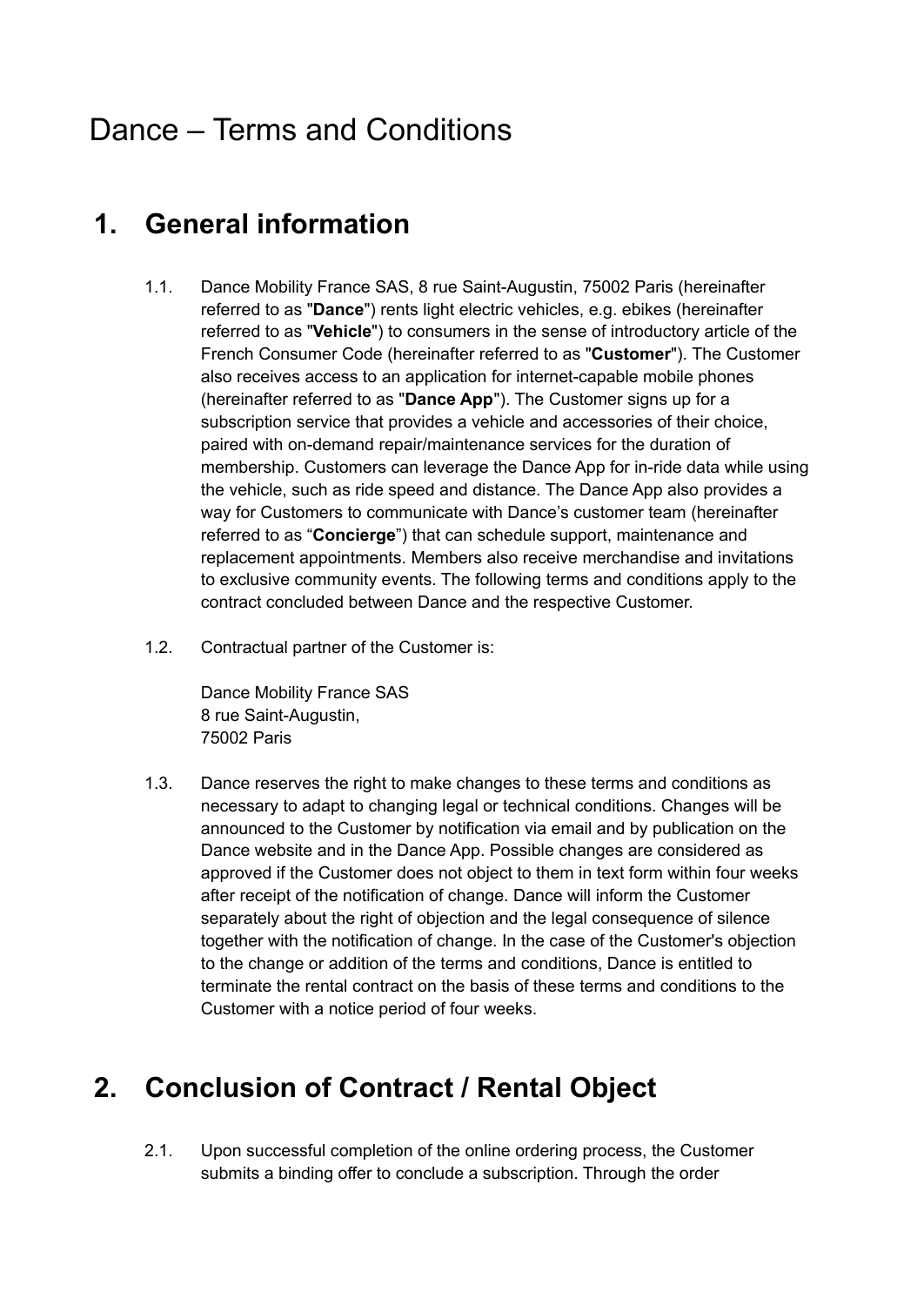# Dance – Terms and Conditions

## 1. General information

1.1. Dance Mobility France SAS, 8 rue Saint-Augustin, 75002 Paris (hereinafter referred to as "**Dance**") rents light electric vehicles, e.g. ebikes (hereinafter referred to as "**Vehicle**") to consumers in the sense of introductory article of the French Consumer Code (hereinafter referred to as "**Customer**"). The Customer also receives access to an application for internet-capable mobile phones (hereinafter referred to as "**Dance App**"). The Customer signs up for a subscription service that provides a vehicle and accessories of their choice, paired with on-demand repair/maintenance services for the duration of membership. Customers can leverage the Dance App for in-ride data while using the vehicle, such as ride speed and distance. The Dance App also provides a way for Customers to communicate with Dance's customer team (hereinafter referred to as "**Concierge**") that can schedule support, maintenance and replacement appointments. Members also receive merchandise and invitations to exclusive community events. The following terms and conditions apply to the contract concluded between Dance and the respective Customer.

1.2. Contractual partner of the Customer is:

Dance Mobility France SAS
8 rue Saint-Augustin,
75002 Paris

1.3. Dance reserves the right to make changes to these terms and conditions as necessary to adapt to changing legal or technical conditions. Changes will be announced to the Customer by notification via email and by publication on the Dance website and in the Dance App. Possible changes are considered as approved if the Customer does not object to them in text form within four weeks after receipt of the notification of change. Dance will inform the Customer separately about the right of objection and the legal consequence of silence together with the notification of change. In the case of the Customer's objection to the change or addition of the terms and conditions, Dance is entitled to terminate the rental contract on the basis of these terms and conditions to the Customer with a notice period of four weeks.

## 2. Conclusion of Contract / Rental Object

2.1. Upon successful completion of the online ordering process, the Customer submits a binding offer to conclude a subscription. Through the order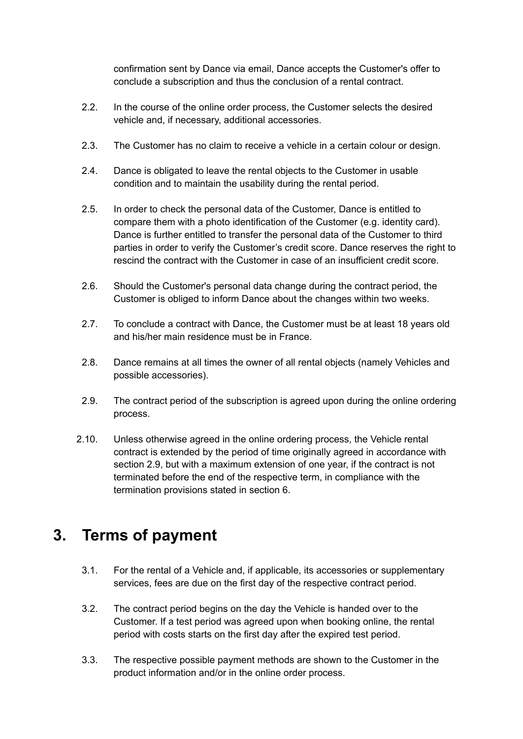confirmation sent by Dance via email, Dance accepts the Customer's offer to conclude a subscription and thus the conclusion of a rental contract.

2.2. In the course of the online order process, the Customer selects the desired vehicle and, if necessary, additional accessories.

2.3. The Customer has no claim to receive a vehicle in a certain colour or design.

2.4. Dance is obligated to leave the rental objects to the Customer in usable condition and to maintain the usability during the rental period.

2.5. In order to check the personal data of the Customer, Dance is entitled to compare them with a photo identification of the Customer (e.g. identity card). Dance is further entitled to transfer the personal data of the Customer to third parties in order to verify the Customer's credit score. Dance reserves the right to rescind the contract with the Customer in case of an insufficient credit score.

2.6. Should the Customer's personal data change during the contract period, the Customer is obliged to inform Dance about the changes within two weeks.

2.7. To conclude a contract with Dance, the Customer must be at least 18 years old and his/her main residence must be in France.

2.8. Dance remains at all times the owner of all rental objects (namely Vehicles and possible accessories).

2.9. The contract period of the subscription is agreed upon during the online ordering process.

2.10. Unless otherwise agreed in the online ordering process, the Vehicle rental contract is extended by the period of time originally agreed in accordance with section 2.9, but with a maximum extension of one year, if the contract is not terminated before the end of the respective term, in compliance with the termination provisions stated in section 6.

# 3. Terms of payment

3.1. For the rental of a Vehicle and, if applicable, its accessories or supplementary services, fees are due on the first day of the respective contract period.

3.2. The contract period begins on the day the Vehicle is handed over to the Customer. If a test period was agreed upon when booking online, the rental period with costs starts on the first day after the expired test period.

3.3. The respective possible payment methods are shown to the Customer in the product information and/or in the online order process.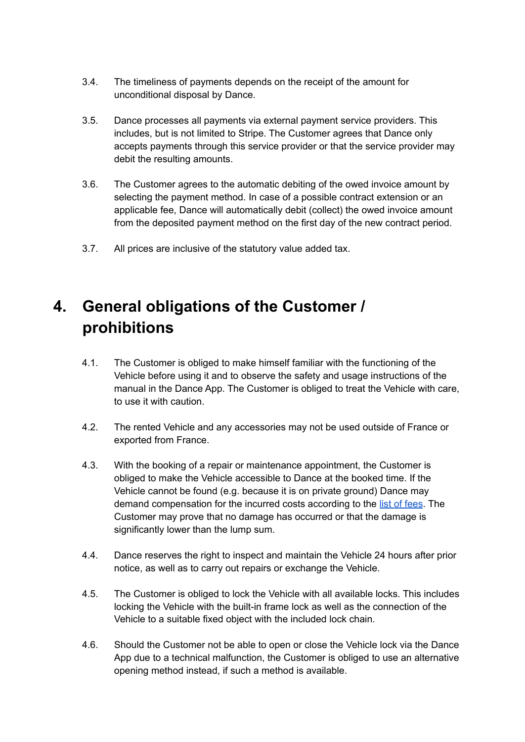3.4. The timeliness of payments depends on the receipt of the amount for unconditional disposal by Dance.

3.5. Dance processes all payments via external payment service providers. This includes, but is not limited to Stripe. The Customer agrees that Dance only accepts payments through this service provider or that the service provider may debit the resulting amounts.

3.6. The Customer agrees to the automatic debiting of the owed invoice amount by selecting the payment method. In case of a possible contract extension or an applicable fee, Dance will automatically debit (collect) the owed invoice amount from the deposited payment method on the first day of the new contract period.

3.7. All prices are inclusive of the statutory value added tax.

# 4. General obligations of the Customer / prohibitions

4.1. The Customer is obliged to make himself familiar with the functioning of the Vehicle before using it and to observe the safety and usage instructions of the manual in the Dance App. The Customer is obliged to treat the Vehicle with care, to use it with caution.

4.2. The rented Vehicle and any accessories may not be used outside of France or exported from France.

4.3. With the booking of a repair or maintenance appointment, the Customer is obliged to make the Vehicle accessible to Dance at the booked time. If the Vehicle cannot be found (e.g. because it is on private ground) Dance may demand compensation for the incurred costs according to the list of fees. The Customer may prove that no damage has occurred or that the damage is significantly lower than the lump sum.

4.4. Dance reserves the right to inspect and maintain the Vehicle 24 hours after prior notice, as well as to carry out repairs or exchange the Vehicle.

4.5. The Customer is obliged to lock the Vehicle with all available locks. This includes locking the Vehicle with the built-in frame lock as well as the connection of the Vehicle to a suitable fixed object with the included lock chain.

4.6. Should the Customer not be able to open or close the Vehicle lock via the Dance App due to a technical malfunction, the Customer is obliged to use an alternative opening method instead, if such a method is available.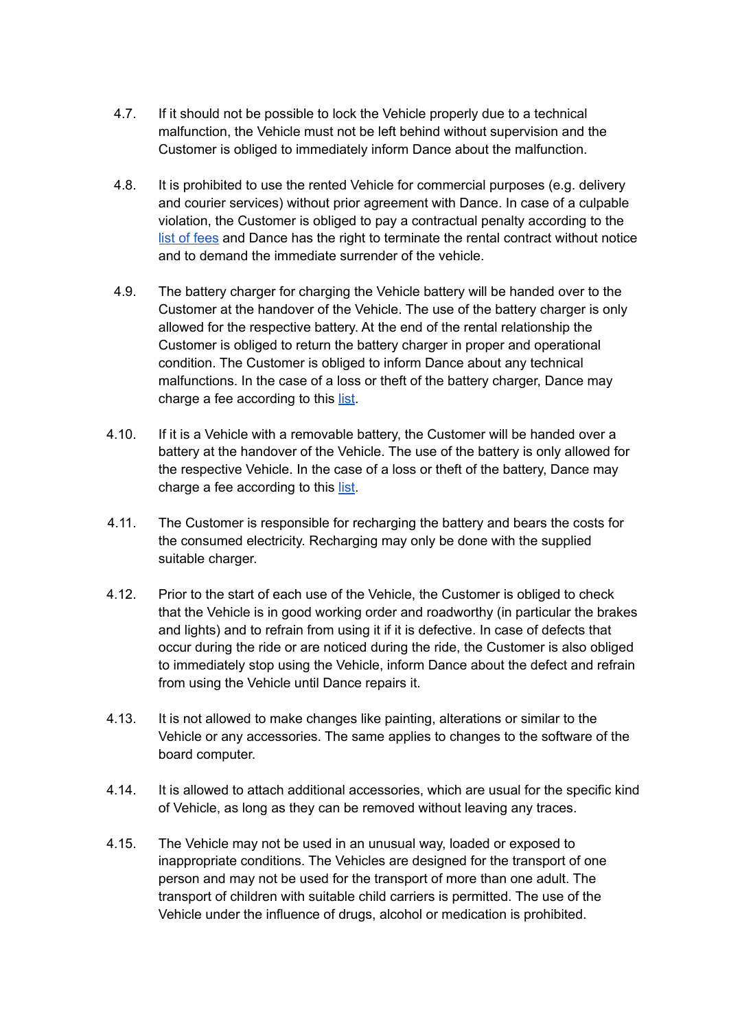4.7. If it should not be possible to lock the Vehicle properly due to a technical malfunction, the Vehicle must not be left behind without supervision and the Customer is obliged to immediately inform Dance about the malfunction.

4.8. It is prohibited to use the rented Vehicle for commercial purposes (e.g. delivery and courier services) without prior agreement with Dance. In case of a culpable violation, the Customer is obliged to pay a contractual penalty according to the list of fees and Dance has the right to terminate the rental contract without notice and to demand the immediate surrender of the vehicle.

4.9. The battery charger for charging the Vehicle battery will be handed over to the Customer at the handover of the Vehicle. The use of the battery charger is only allowed for the respective battery. At the end of the rental relationship the Customer is obliged to return the battery charger in proper and operational condition. The Customer is obliged to inform Dance about any technical malfunctions. In the case of a loss or theft of the battery charger, Dance may charge a fee according to this list.

4.10. If it is a Vehicle with a removable battery, the Customer will be handed over a battery at the handover of the Vehicle. The use of the battery is only allowed for the respective Vehicle. In the case of a loss or theft of the battery, Dance may charge a fee according to this list.

4.11. The Customer is responsible for recharging the battery and bears the costs for the consumed electricity. Recharging may only be done with the supplied suitable charger.

4.12. Prior to the start of each use of the Vehicle, the Customer is obliged to check that the Vehicle is in good working order and roadworthy (in particular the brakes and lights) and to refrain from using it if it is defective. In case of defects that occur during the ride or are noticed during the ride, the Customer is also obliged to immediately stop using the Vehicle, inform Dance about the defect and refrain from using the Vehicle until Dance repairs it.

4.13. It is not allowed to make changes like painting, alterations or similar to the Vehicle or any accessories. The same applies to changes to the software of the board computer.

4.14. It is allowed to attach additional accessories, which are usual for the specific kind of Vehicle, as long as they can be removed without leaving any traces.

4.15. The Vehicle may not be used in an unusual way, loaded or exposed to inappropriate conditions. The Vehicles are designed for the transport of one person and may not be used for the transport of more than one adult. The transport of children with suitable child carriers is permitted. The use of the Vehicle under the influence of drugs, alcohol or medication is prohibited.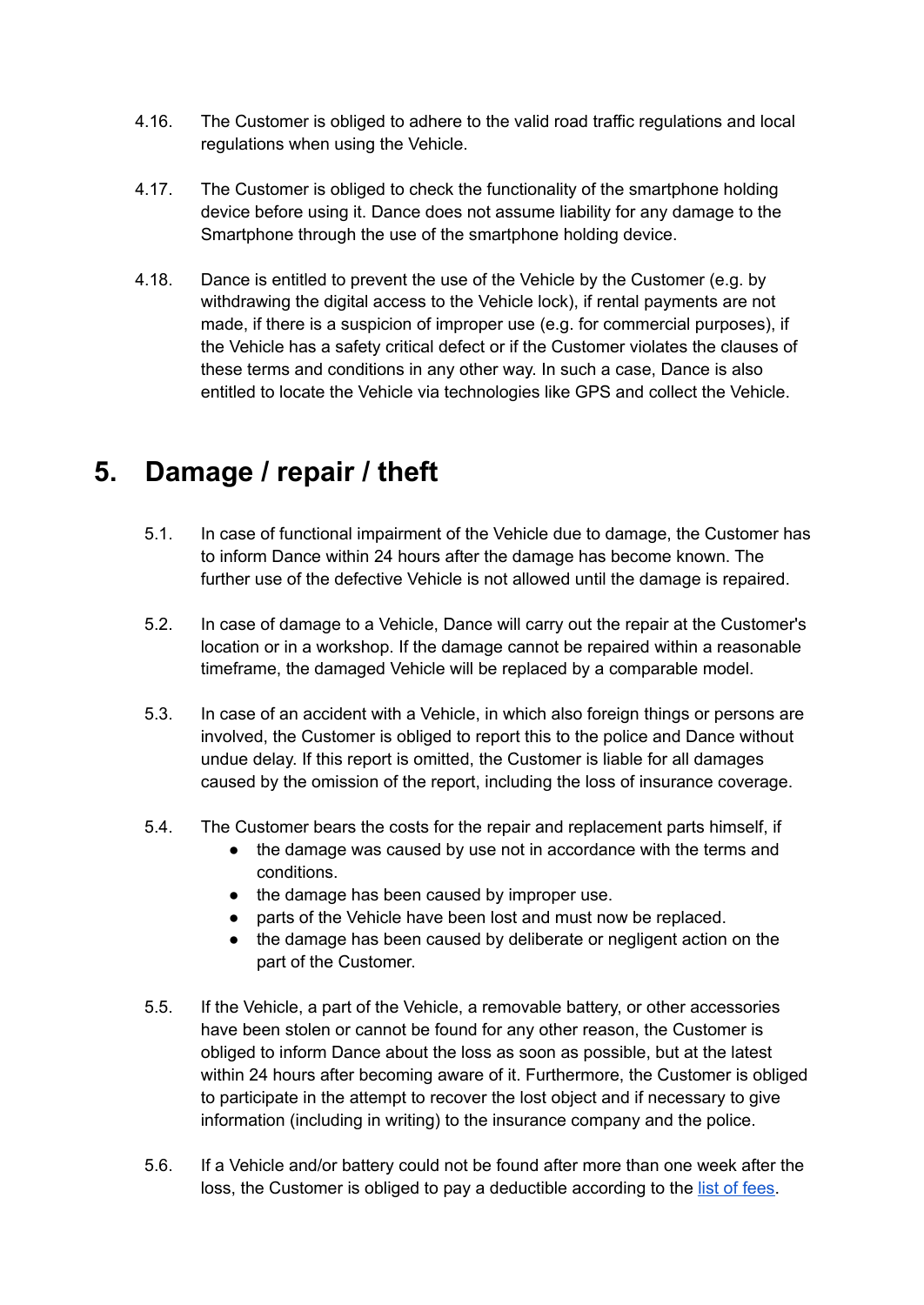4.16. The Customer is obliged to adhere to the valid road traffic regulations and local regulations when using the Vehicle.

4.17. The Customer is obliged to check the functionality of the smartphone holding device before using it. Dance does not assume liability for any damage to the Smartphone through the use of the smartphone holding device.

4.18. Dance is entitled to prevent the use of the Vehicle by the Customer (e.g. by withdrawing the digital access to the Vehicle lock), if rental payments are not made, if there is a suspicion of improper use (e.g. for commercial purposes), if the Vehicle has a safety critical defect or if the Customer violates the clauses of these terms and conditions in any other way. In such a case, Dance is also entitled to locate the Vehicle via technologies like GPS and collect the Vehicle.

## 5. Damage / repair / theft

5.1. In case of functional impairment of the Vehicle due to damage, the Customer has to inform Dance within 24 hours after the damage has become known. The further use of the defective Vehicle is not allowed until the damage is repaired.

5.2. In case of damage to a Vehicle, Dance will carry out the repair at the Customer's location or in a workshop. If the damage cannot be repaired within a reasonable timeframe, the damaged Vehicle will be replaced by a comparable model.

5.3. In case of an accident with a Vehicle, in which also foreign things or persons are involved, the Customer is obliged to report this to the police and Dance without undue delay. If this report is omitted, the Customer is liable for all damages caused by the omission of the report, including the loss of insurance coverage.

5.4. The Customer bears the costs for the repair and replacement parts himself, if

- the damage was caused by use not in accordance with the terms and conditions.
- the damage has been caused by improper use.
- parts of the Vehicle have been lost and must now be replaced.
- the damage has been caused by deliberate or negligent action on the part of the Customer.

5.5. If the Vehicle, a part of the Vehicle, a removable battery, or other accessories have been stolen or cannot be found for any other reason, the Customer is obliged to inform Dance about the loss as soon as possible, but at the latest within 24 hours after becoming aware of it. Furthermore, the Customer is obliged to participate in the attempt to recover the lost object and if necessary to give information (including in writing) to the insurance company and the police.

5.6. If a Vehicle and/or battery could not be found after more than one week after the loss, the Customer is obliged to pay a deductible according to the list of fees.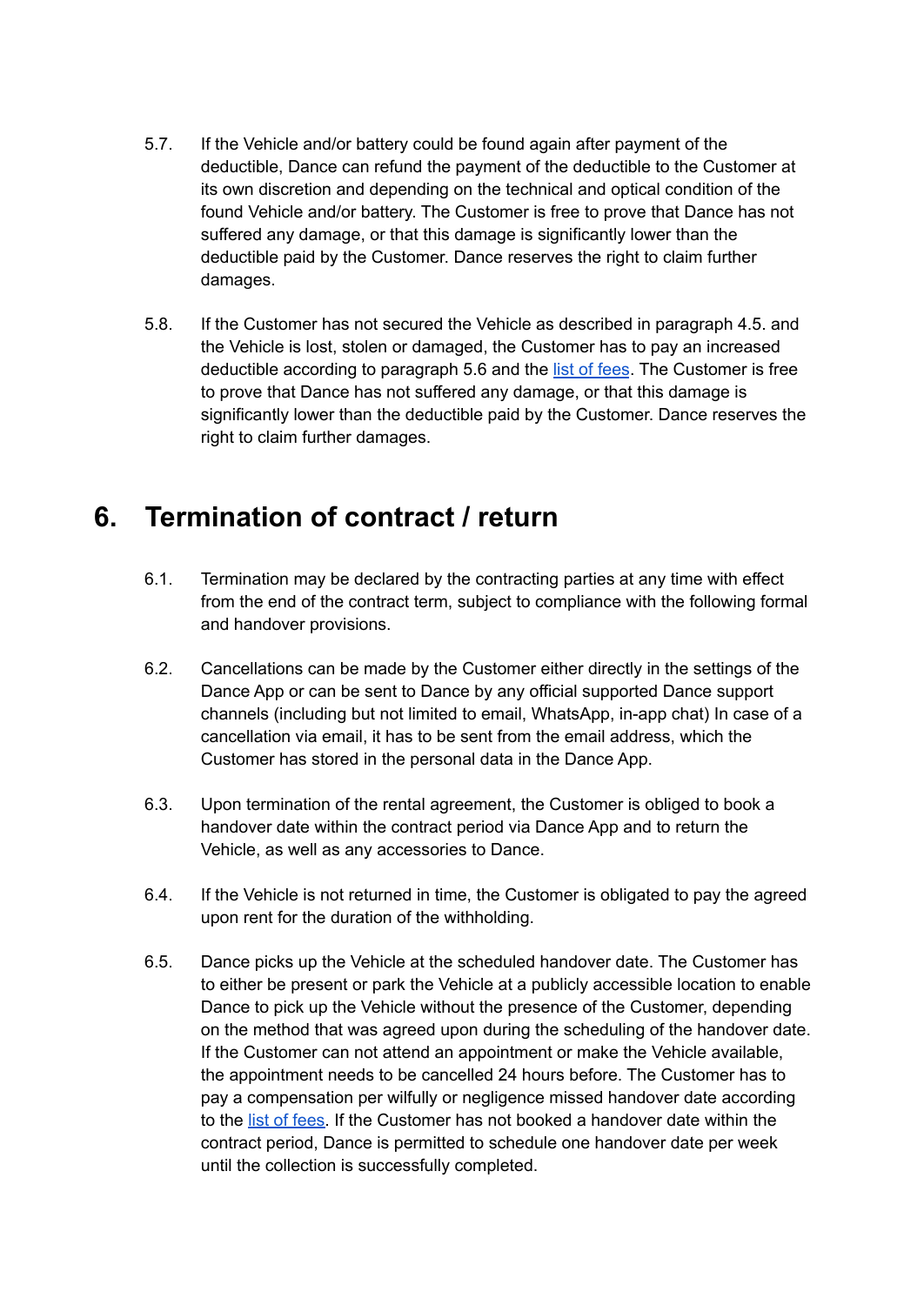5.7. If the Vehicle and/or battery could be found again after payment of the deductible, Dance can refund the payment of the deductible to the Customer at its own discretion and depending on the technical and optical condition of the found Vehicle and/or battery. The Customer is free to prove that Dance has not suffered any damage, or that this damage is significantly lower than the deductible paid by the Customer. Dance reserves the right to claim further damages.

5.8. If the Customer has not secured the Vehicle as described in paragraph 4.5. and the Vehicle is lost, stolen or damaged, the Customer has to pay an increased deductible according to paragraph 5.6 and the list of fees. The Customer is free to prove that Dance has not suffered any damage, or that this damage is significantly lower than the deductible paid by the Customer. Dance reserves the right to claim further damages.

# 6. Termination of contract / return

6.1. Termination may be declared by the contracting parties at any time with effect from the end of the contract term, subject to compliance with the following formal and handover provisions.

6.2. Cancellations can be made by the Customer either directly in the settings of the Dance App or can be sent to Dance by any official supported Dance support channels (including but not limited to email, WhatsApp, in-app chat) In case of a cancellation via email, it has to be sent from the email address, which the Customer has stored in the personal data in the Dance App.

6.3. Upon termination of the rental agreement, the Customer is obliged to book a handover date within the contract period via Dance App and to return the Vehicle, as well as any accessories to Dance.

6.4. If the Vehicle is not returned in time, the Customer is obligated to pay the agreed upon rent for the duration of the withholding.

6.5. Dance picks up the Vehicle at the scheduled handover date. The Customer has to either be present or park the Vehicle at a publicly accessible location to enable Dance to pick up the Vehicle without the presence of the Customer, depending on the method that was agreed upon during the scheduling of the handover date. If the Customer can not attend an appointment or make the Vehicle available, the appointment needs to be cancelled 24 hours before. The Customer has to pay a compensation per wilfully or negligence missed handover date according to the list of fees. If the Customer has not booked a handover date within the contract period, Dance is permitted to schedule one handover date per week until the collection is successfully completed.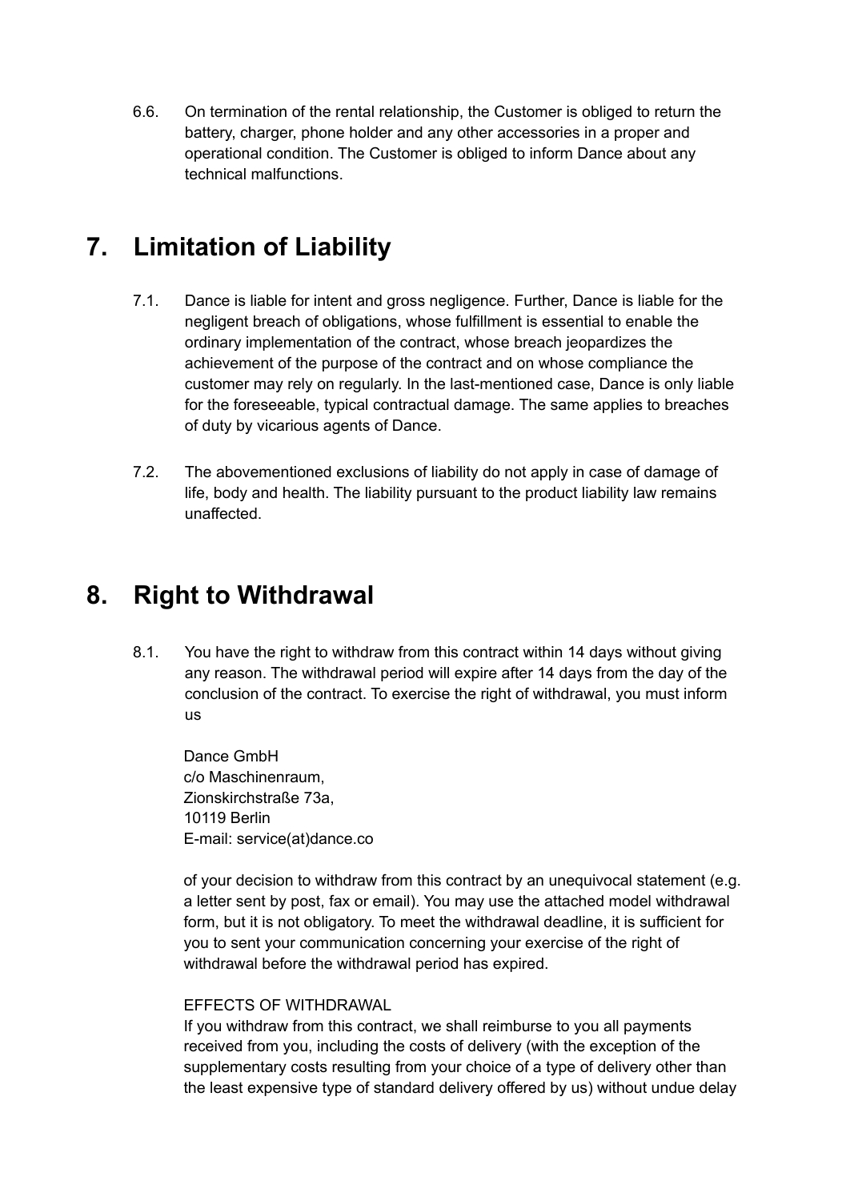6.6. On termination of the rental relationship, the Customer is obliged to return the battery, charger, phone holder and any other accessories in a proper and operational condition. The Customer is obliged to inform Dance about any technical malfunctions.

## 7. Limitation of Liability

7.1. Dance is liable for intent and gross negligence. Further, Dance is liable for the negligent breach of obligations, whose fulfillment is essential to enable the ordinary implementation of the contract, whose breach jeopardizes the achievement of the purpose of the contract and on whose compliance the customer may rely on regularly. In the last-mentioned case, Dance is only liable for the foreseeable, typical contractual damage. The same applies to breaches of duty by vicarious agents of Dance.

7.2. The abovementioned exclusions of liability do not apply in case of damage of life, body and health. The liability pursuant to the product liability law remains unaffected.

## 8. Right to Withdrawal

8.1. You have the right to withdraw from this contract within 14 days without giving any reason. The withdrawal period will expire after 14 days from the day of the conclusion of the contract. To exercise the right of withdrawal, you must inform us

Dance GmbH
c/o Maschinenraum,
Zionskirchstraße 73a,
10119 Berlin
E-mail: service(at)dance.co

of your decision to withdraw from this contract by an unequivocal statement (e.g. a letter sent by post, fax or email). You may use the attached model withdrawal form, but it is not obligatory. To meet the withdrawal deadline, it is sufficient for you to sent your communication concerning your exercise of the right of withdrawal before the withdrawal period has expired.

EFFECTS OF WITHDRAWAL
If you withdraw from this contract, we shall reimburse to you all payments received from you, including the costs of delivery (with the exception of the supplementary costs resulting from your choice of a type of delivery other than the least expensive type of standard delivery offered by us) without undue delay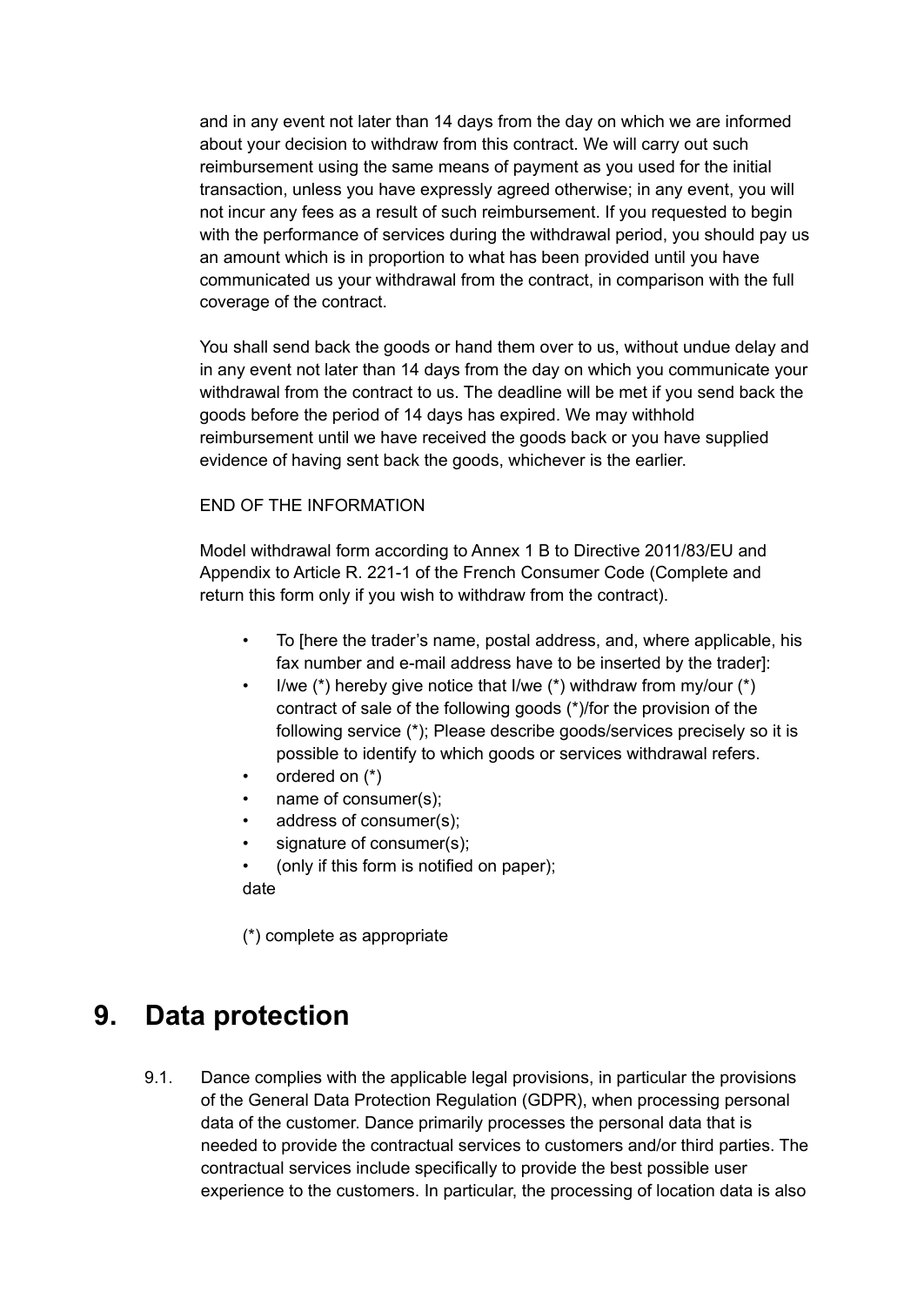and in any event not later than 14 days from the day on which we are informed about your decision to withdraw from this contract. We will carry out such reimbursement using the same means of payment as you used for the initial transaction, unless you have expressly agreed otherwise; in any event, you will not incur any fees as a result of such reimbursement. If you requested to begin with the performance of services during the withdrawal period, you should pay us an amount which is in proportion to what has been provided until you have communicated us your withdrawal from the contract, in comparison with the full coverage of the contract.

You shall send back the goods or hand them over to us, without undue delay and in any event not later than 14 days from the day on which you communicate your withdrawal from the contract to us. The deadline will be met if you send back the goods before the period of 14 days has expired. We may withhold reimbursement until we have received the goods back or you have supplied evidence of having sent back the goods, whichever is the earlier.

END OF THE INFORMATION

Model withdrawal form according to Annex 1 B to Directive 2011/83/EU and Appendix to Article R. 221-1 of the French Consumer Code (Complete and return this form only if you wish to withdraw from the contract).

- To [here the trader's name, postal address, and, where applicable, his fax number and e-mail address have to be inserted by the trader]:
- I/we (*) hereby give notice that I/we (*) withdraw from my/our (*) contract of sale of the following goods (*)/for the provision of the following service (*); Please describe goods/services precisely so it is possible to identify to which goods or services withdrawal refers.
- ordered on (*)
- name of consumer(s);
- address of consumer(s);
- signature of consumer(s);
- (only if this form is notified on paper);

date

(*) complete as appropriate

# 9. Data protection

9.1. Dance complies with the applicable legal provisions, in particular the provisions of the General Data Protection Regulation (GDPR), when processing personal data of the customer. Dance primarily processes the personal data that is needed to provide the contractual services to customers and/or third parties. The contractual services include specifically to provide the best possible user experience to the customers. In particular, the processing of location data is also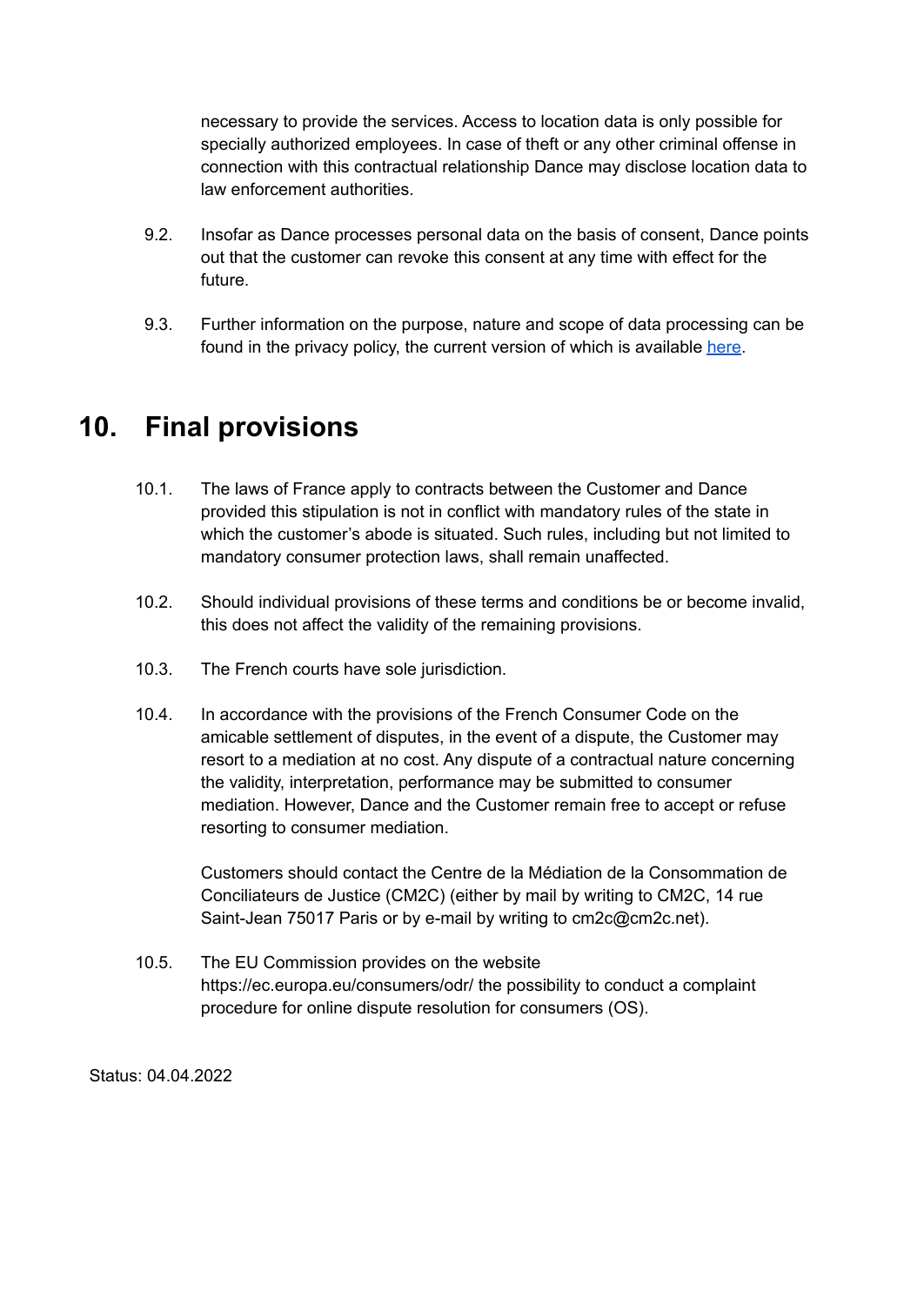necessary to provide the services. Access to location data is only possible for specially authorized employees. In case of theft or any other criminal offense in connection with this contractual relationship Dance may disclose location data to law enforcement authorities.

9.2. Insofar as Dance processes personal data on the basis of consent, Dance points out that the customer can revoke this consent at any time with effect for the future.

9.3. Further information on the purpose, nature and scope of data processing can be found in the privacy policy, the current version of which is available [here].

## 10. Final provisions

10.1. The laws of France apply to contracts between the Customer and Dance provided this stipulation is not in conflict with mandatory rules of the state in which the customer's abode is situated. Such rules, including but not limited to mandatory consumer protection laws, shall remain unaffected.

10.2. Should individual provisions of these terms and conditions be or become invalid, this does not affect the validity of the remaining provisions.

10.3. The French courts have sole jurisdiction.

10.4. In accordance with the provisions of the French Consumer Code on the amicable settlement of disputes, in the event of a dispute, the Customer may resort to a mediation at no cost. Any dispute of a contractual nature concerning the validity, interpretation, performance may be submitted to consumer mediation. However, Dance and the Customer remain free to accept or refuse resorting to consumer mediation.

Customers should contact the Centre de la Médiation de la Consommation de Conciliateurs de Justice (CM2C) (either by mail by writing to CM2C, 14 rue Saint-Jean 75017 Paris or by e-mail by writing to cm2c@cm2c.net).

10.5. The EU Commission provides on the website https://ec.europa.eu/consumers/odr/ the possibility to conduct a complaint procedure for online dispute resolution for consumers (OS).

Status: 04.04.2022